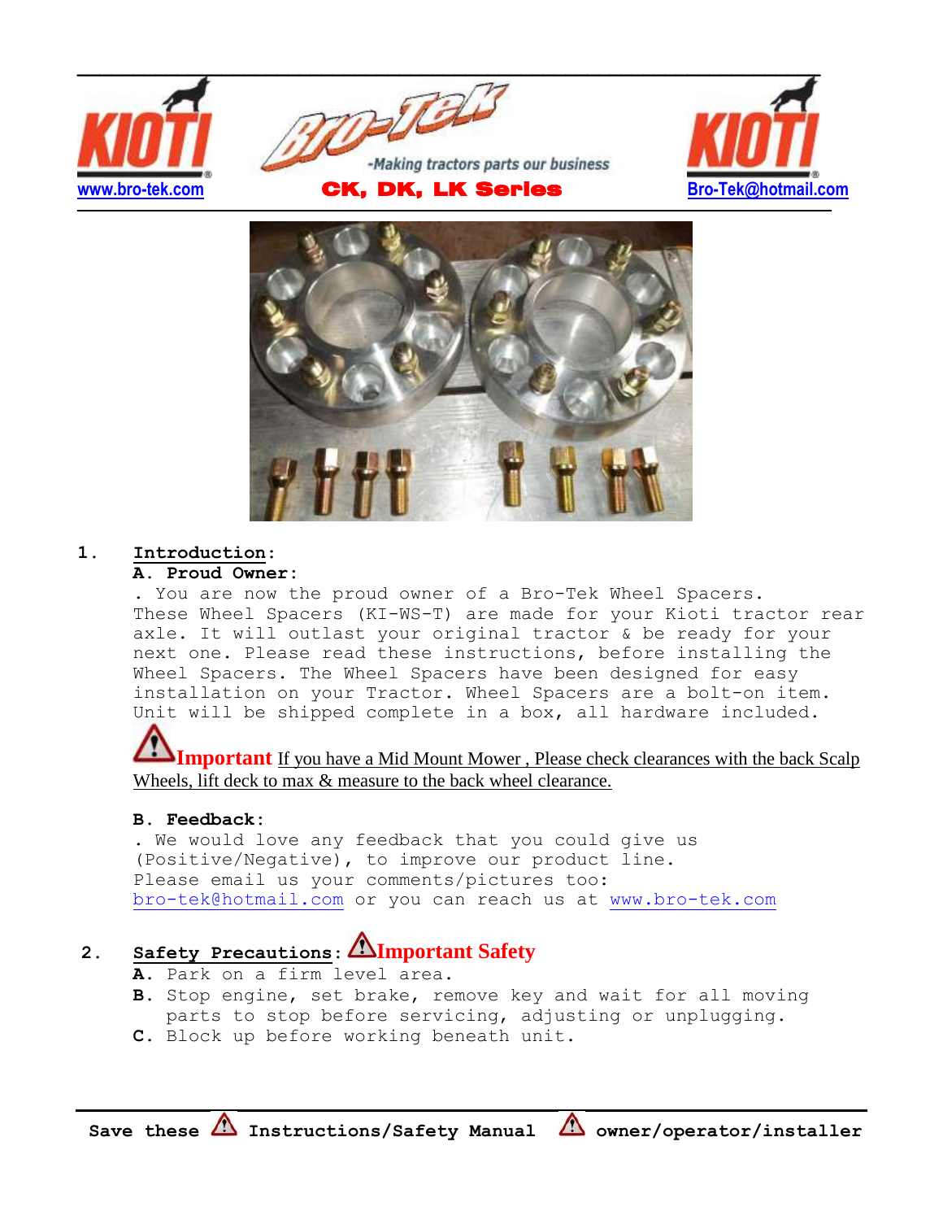www.bro-tek.com

Bro-Tek

-Making tractors parts our business

**CK, DK, LK Series**

Bro-Tek@hotmail.com

## 1. Introduction:

### A. Proud Owner:

. You are now the proud owner of a Bro-Tek Wheel Spacers. These Wheel Spacers (KI-WS-T) are made for your Kioti tractor rear axle. It will outlast your original tractor & be ready for your next one. Please read these instructions, before installing the Wheel Spacers. The Wheel Spacers have been designed for easy installation on your Tractor. Wheel Spacers are a bolt-on item. Unit will be shipped complete in a box, all hardware included.

**Important** If you have a Mid Mount Mower , Please check clearances with the back Scalp Wheels, lift deck to max & measure to the back wheel clearance.

### B. Feedback:

. We would love any feedback that you could give us (Positive/Negative), to improve our product line. Please email us your comments/pictures too: bro-tek@hotmail.com or you can reach us at www.bro-tek.com

## 2. Safety Precautions: Important Safety

**A.** Park on a firm level area.

**B.** Stop engine, set brake, remove key and wait for all moving parts to stop before servicing, adjusting or unplugging.

**C.** Block up before working beneath unit.

**Save these Instructions/Safety Manual owner/operator/installer**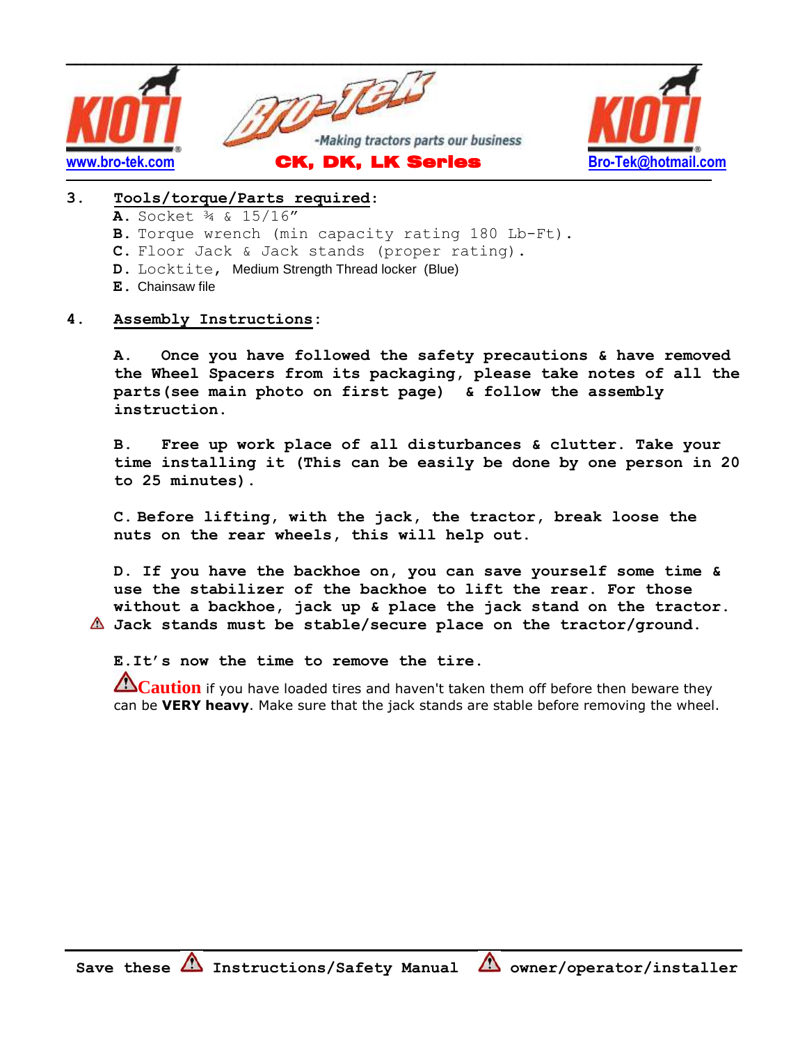## 3. Tools/torque/Parts required:

**A.** Socket ¾ & 15/16"
**B.** Torque wrench (min capacity rating 180 Lb-Ft).
**C.** Floor Jack & Jack stands (proper rating).
**D.** Locktite, Medium Strength Thread locker (Blue)
**E.** Chainsaw file

## 4. Assembly Instructions:

**A. Once you have followed the safety precautions & have removed the Wheel Spacers from its packaging, please take notes of all the parts(see main photo on first page) & follow the assembly instruction.**

**B. Free up work place of all disturbances & clutter. Take your time installing it (This can be easily be done by one person in 20 to 25 minutes).**

**C. Before lifting, with the jack, the tractor, break loose the nuts on the rear wheels, this will help out.**

**D. If you have the backhoe on, you can save yourself some time & use the stabilizer of the backhoe to lift the rear. For those without a backhoe, jack up & place the jack stand on the tractor.**
⚠ **Jack stands must be stable/secure place on the tractor/ground.**

**E. It's now the time to remove the tire.**

⚠**Caution** if you have loaded tires and haven't taken them off before then beware they can be **VERY heavy**. Make sure that the jack stands are stable before removing the wheel.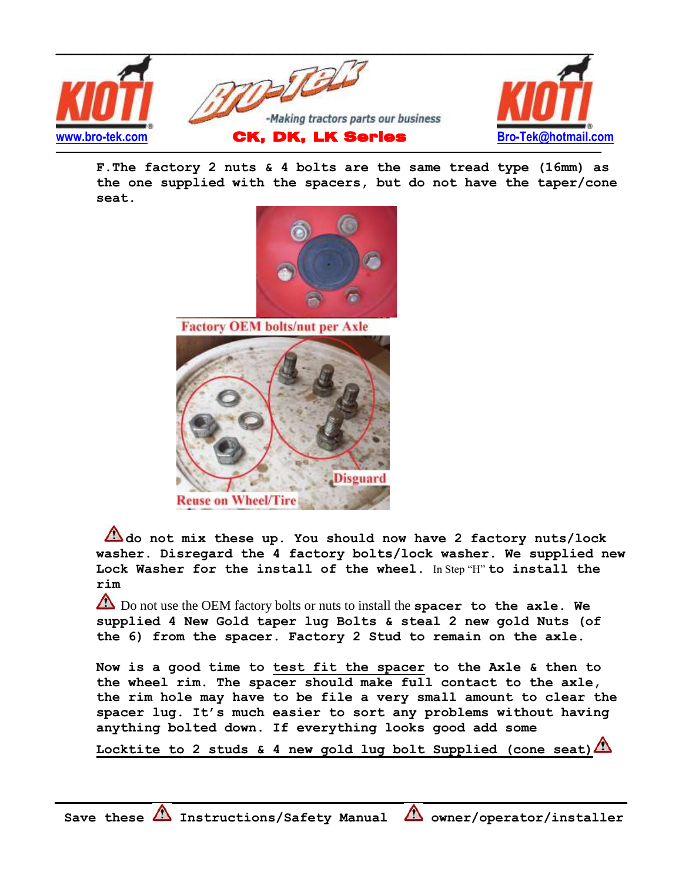F.The factory 2 nuts & 4 bolts are the same tread type (16mm) as the one supplied with the spacers, but do not have the taper/cone seat.

Factory OEM bolts/nut per Axle

Reuse on Wheel/Tire

Disguard

⚠ do not mix these up. You should now have 2 factory nuts/lock washer. Disregard the 4 factory bolts/lock washer. We supplied new Lock Washer for the install of the wheel. In Step "H" to install the rim

⚠ Do not use the OEM factory bolts or nuts to install the **spacer to the axle. We supplied 4 New Gold taper lug Bolts & steal 2 new gold Nuts (of the 6) from the spacer. Factory 2 Stud to remain on the axle.**

Now is a good time to test fit the spacer to the Axle & then to the wheel rim. The spacer should make full contact to the axle, the rim hole may have to be file a very small amount to clear the spacer lug. It's much easier to sort any problems without having anything bolted down. If everything looks good add some Locktite to 2 studs & 4 new gold lug bolt Supplied (cone seat) ⚠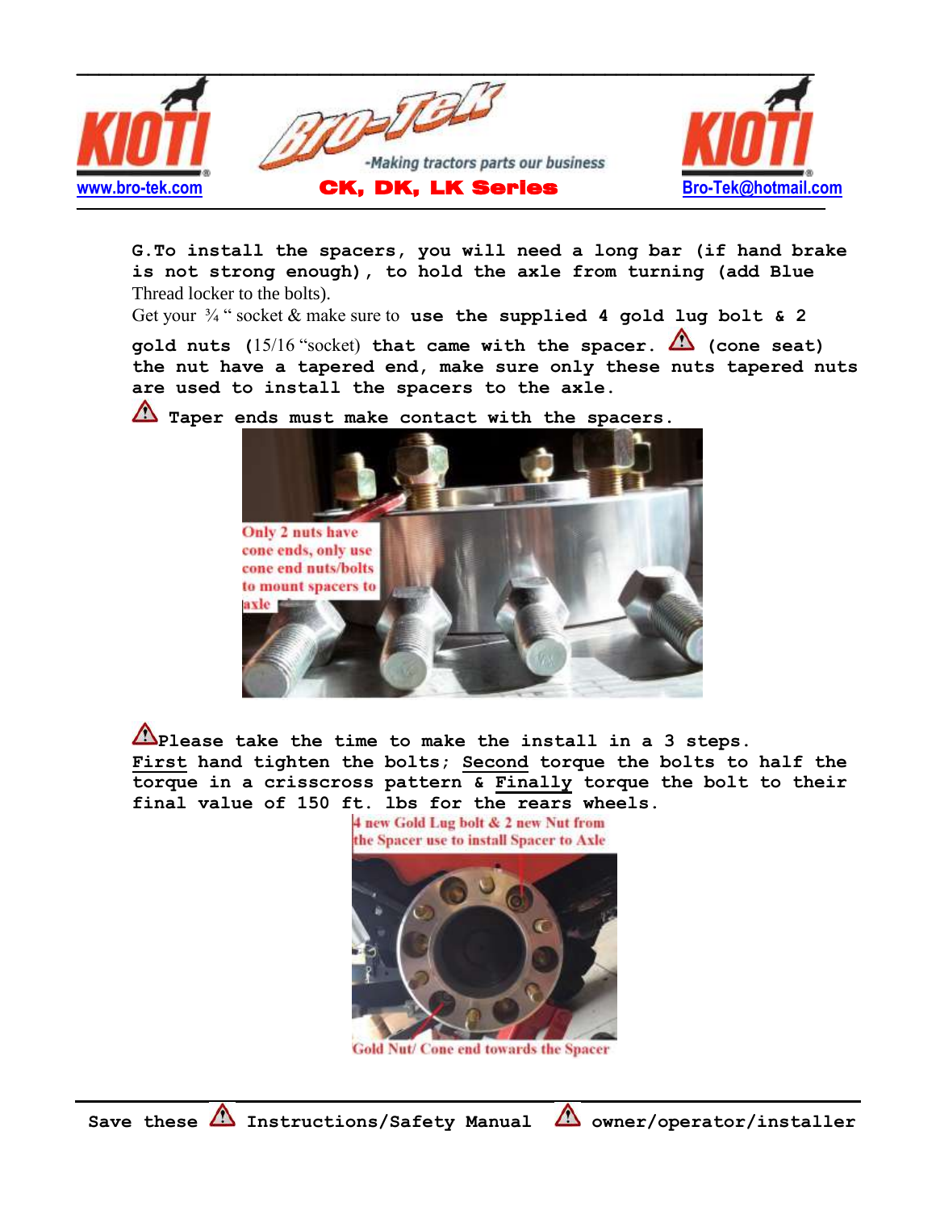G. To install the spacers, you will need a long bar (if hand brake is not strong enough), to hold the axle from turning (add Blue Thread locker to the bolts).

Get your ¾ " socket & make sure to **use the supplied 4 gold lug bolt & 2 gold nuts** (15/16 "socket) **that came with the spacer.** ⚠ **(cone seat) the nut have a tapered end, make sure only these nuts tapered nuts are used to install the spacers to the axle.**

⚠ **Taper ends must make contact with the spacers.**

Only 2 nuts have cone ends, only use cone end nuts/bolts to mount spacers to axle

⚠**Please take the time to make the install in a 3 steps.**
**First hand tighten the bolts; Second torque the bolts to half the torque in a crisscross pattern & Finally torque the bolt to their final value of 150 ft. lbs for the rears wheels.**

4 new Gold Lug bolt & 2 new Nut from the Spacer use to install Spacer to Axle

Gold Nut/ Cone end towards the Spacer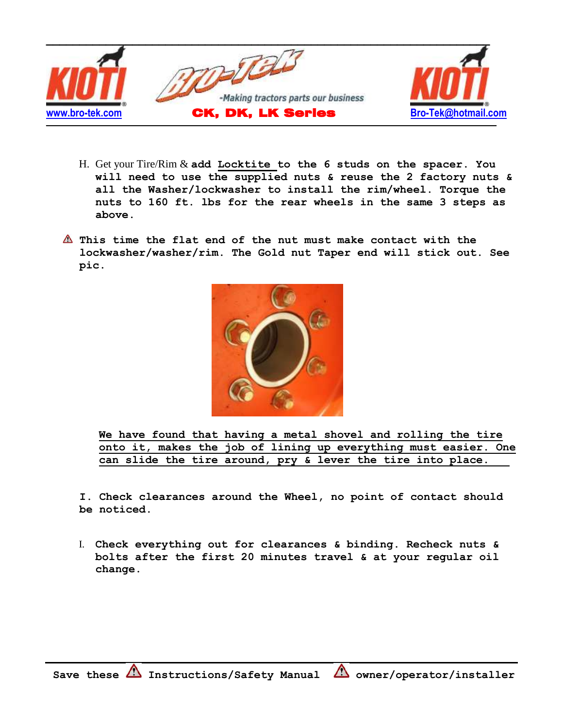H. Get your Tire/Rim & **add Locktite to the 6 studs on the spacer. You will need to use the supplied nuts & reuse the 2 factory nuts & all the Washer/lockwasher to install the rim/wheel. Torque the nuts to 160 ft. lbs for the rear wheels in the same 3 steps as above.**

⚠ **This time the flat end of the nut must make contact with the lockwasher/washer/rim. The Gold nut Taper end will stick out. See pic.**

**We have found that having a metal shovel and rolling the tire onto it, makes the job of lining up everything must easier. One can slide the tire around, pry & lever the tire into place.**

**I. Check clearances around the Wheel, no point of contact should be noticed.**

I. **Check everything out for clearances & binding. Recheck nuts & bolts after the first 20 minutes travel & at your regular oil change.**

**Save these ⚠ Instructions/Safety Manual ⚠ owner/operator/installer**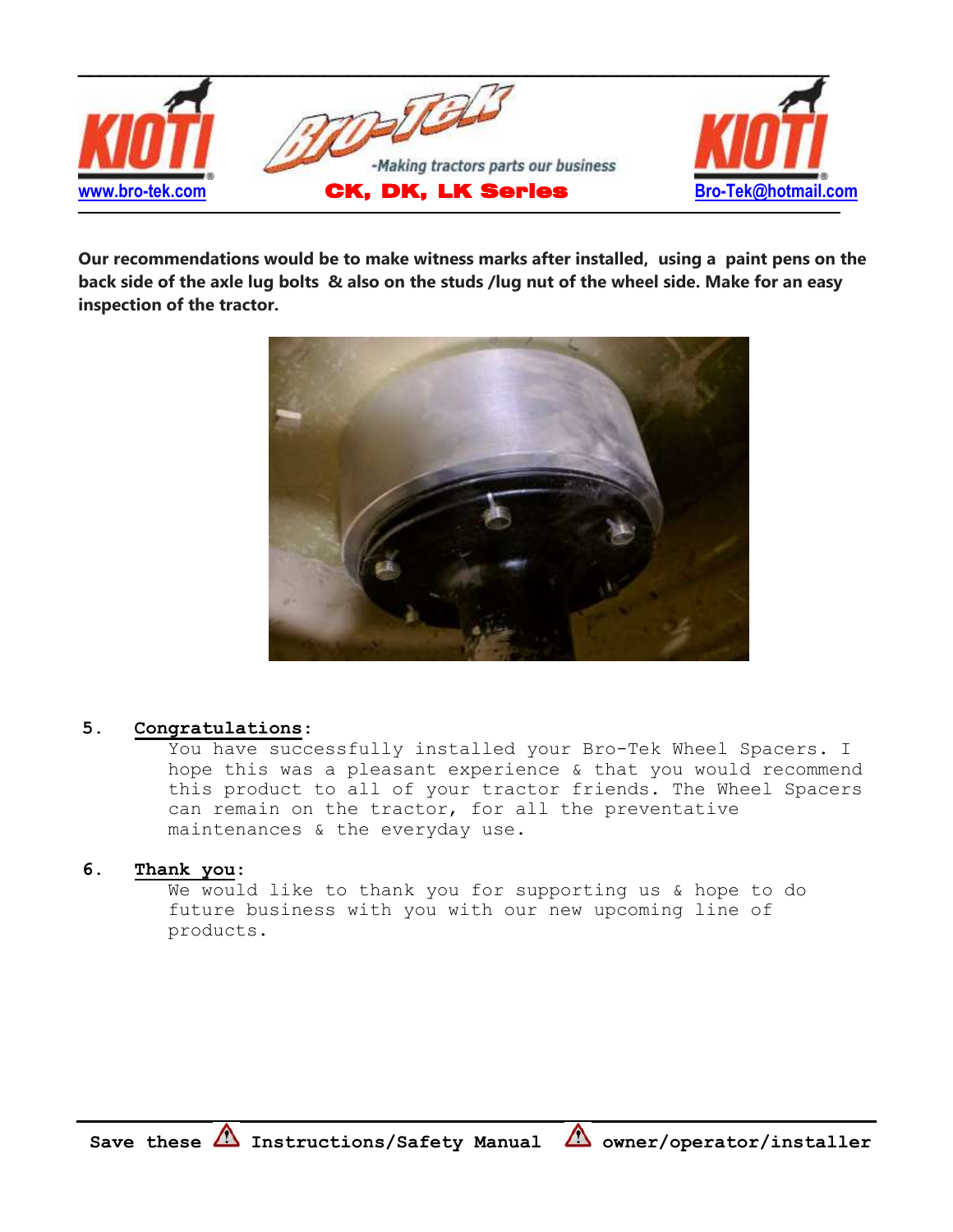**Our recommendations would be to make witness marks after installed, using a paint pens on the back side of the axle lug bolts & also on the studs /lug nut of the wheel side. Make for an easy inspection of the tractor.**

5. **Congratulations**:

   You have successfully installed your Bro-Tek Wheel Spacers. I hope this was a pleasant experience & that you would recommend this product to all of your tractor friends. The Wheel Spacers can remain on the tractor, for all the preventative maintenances & the everyday use.

6. **Thank you**:

   We would like to thank you for supporting us & hope to do future business with you with our new upcoming line of products.